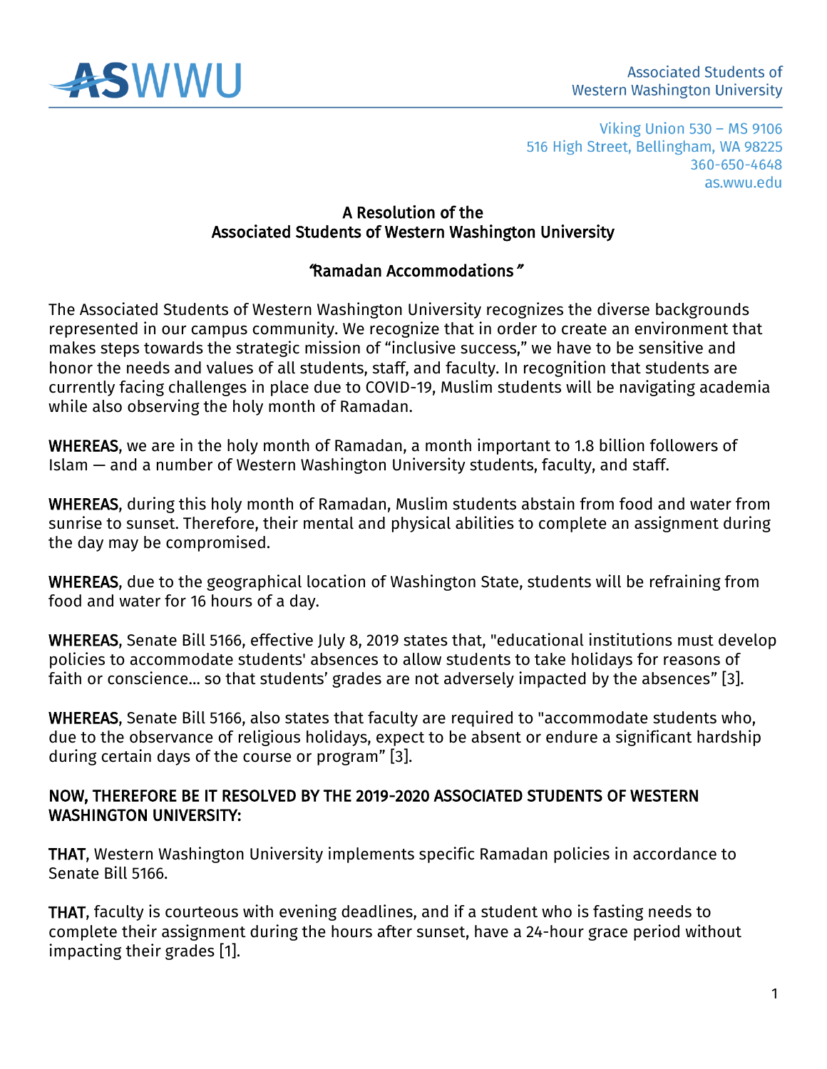ASWWU

Associated Students of
Western Washington University

Viking Union 530 – MS 9106
516 High Street, Bellingham, WA 98225
360-650-4648
as.wwu.edu

## A Resolution of the Associated Students of Western Washington University

## "Ramadan Accommodations"

The Associated Students of Western Washington University recognizes the diverse backgrounds represented in our campus community. We recognize that in order to create an environment that makes steps towards the strategic mission of "inclusive success," we have to be sensitive and honor the needs and values of all students, staff, and faculty. In recognition that students are currently facing challenges in place due to COVID-19, Muslim students will be navigating academia while also observing the holy month of Ramadan.

**WHEREAS**, we are in the holy month of Ramadan, a month important to 1.8 billion followers of Islam — and a number of Western Washington University students, faculty, and staff.

**WHEREAS**, during this holy month of Ramadan, Muslim students abstain from food and water from sunrise to sunset. Therefore, their mental and physical abilities to complete an assignment during the day may be compromised.

**WHEREAS**, due to the geographical location of Washington State, students will be refraining from food and water for 16 hours of a day.

**WHEREAS**, Senate Bill 5166, effective July 8, 2019 states that, "educational institutions must develop policies to accommodate students' absences to allow students to take holidays for reasons of faith or conscience... so that students' grades are not adversely impacted by the absences" [3].

**WHEREAS**, Senate Bill 5166, also states that faculty are required to "accommodate students who, due to the observance of religious holidays, expect to be absent or endure a significant hardship during certain days of the course or program" [3].

**NOW, THEREFORE BE IT RESOLVED BY THE 2019-2020 ASSOCIATED STUDENTS OF WESTERN WASHINGTON UNIVERSITY:**

**THAT**, Western Washington University implements specific Ramadan policies in accordance to Senate Bill 5166.

**THAT**, faculty is courteous with evening deadlines, and if a student who is fasting needs to complete their assignment during the hours after sunset, have a 24-hour grace period without impacting their grades [1].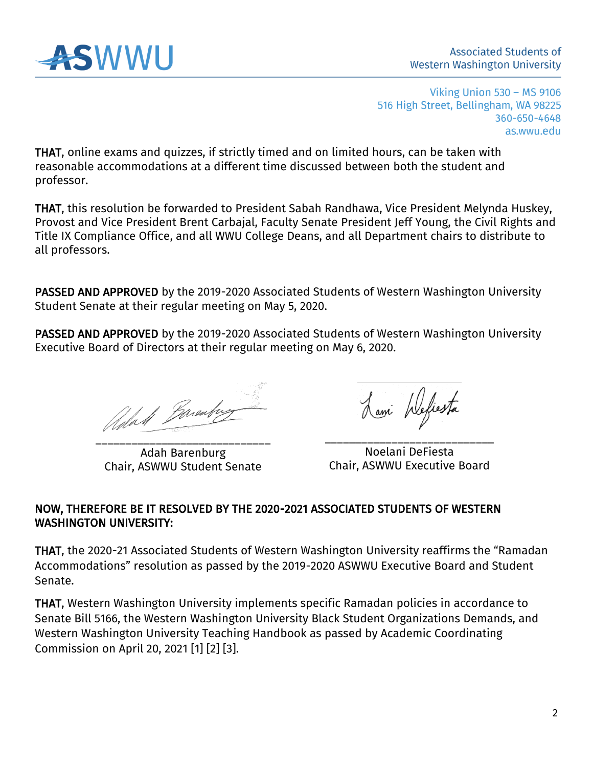**THAT**, online exams and quizzes, if strictly timed and on limited hours, can be taken with reasonable accommodations at a different time discussed between both the student and professor.

**THAT**, this resolution be forwarded to President Sabah Randhawa, Vice President Melynda Huskey, Provost and Vice President Brent Carbajal, Faculty Senate President Jeff Young, the Civil Rights and Title IX Compliance Office, and all WWU College Deans, and all Department chairs to distribute to all professors.

**PASSED AND APPROVED** by the 2019-2020 Associated Students of Western Washington University Student Senate at their regular meeting on May 5, 2020.

**PASSED AND APPROVED** by the 2019-2020 Associated Students of Western Washington University Executive Board of Directors at their regular meeting on May 6, 2020.

______________________________
Adah Barenburg
Chair, ASWWU Student Senate

______________________________
Noelani DeFiesta
Chair, ASWWU Executive Board

**NOW, THEREFORE BE IT RESOLVED BY THE 2020-2021 ASSOCIATED STUDENTS OF WESTERN WASHINGTON UNIVERSITY:**

**THAT**, the 2020-21 Associated Students of Western Washington University reaffirms the "Ramadan Accommodations" resolution as passed by the 2019-2020 ASWWU Executive Board and Student Senate.

**THAT**, Western Washington University implements specific Ramadan policies in accordance to Senate Bill 5166, the Western Washington University Black Student Organizations Demands, and Western Washington University Teaching Handbook as passed by Academic Coordinating Commission on April 20, 2021 [1] [2] [3].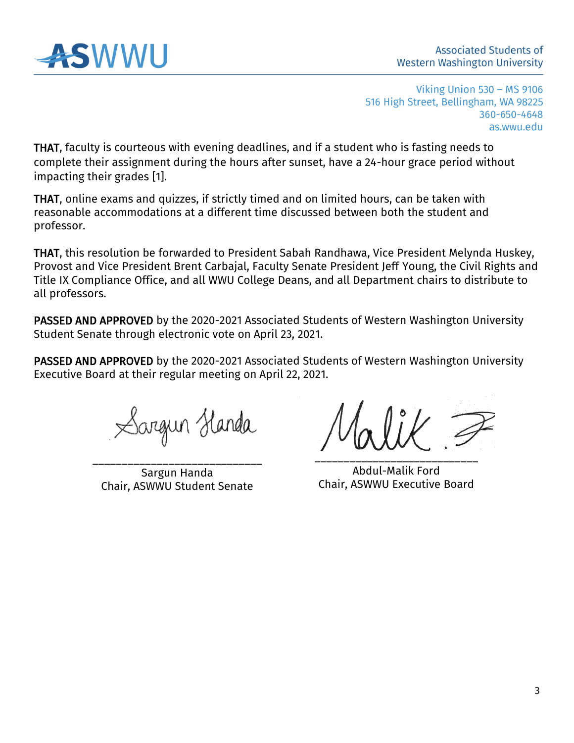**THAT**, faculty is courteous with evening deadlines, and if a student who is fasting needs to complete their assignment during the hours after sunset, have a 24-hour grace period without impacting their grades [1].

**THAT**, online exams and quizzes, if strictly timed and on limited hours, can be taken with reasonable accommodations at a different time discussed between both the student and professor.

**THAT**, this resolution be forwarded to President Sabah Randhawa, Vice President Melynda Huskey, Provost and Vice President Brent Carbajal, Faculty Senate President Jeff Young, the Civil Rights and Title IX Compliance Office, and all WWU College Deans, and all Department chairs to distribute to all professors.

**PASSED AND APPROVED** by the 2020-2021 Associated Students of Western Washington University Student Senate through electronic vote on April 23, 2021.

**PASSED AND APPROVED** by the 2020-2021 Associated Students of Western Washington University Executive Board at their regular meeting on April 22, 2021.

Sargun Handa
Chair, ASWWU Student Senate

Abdul-Malik Ford
Chair, ASWWU Executive Board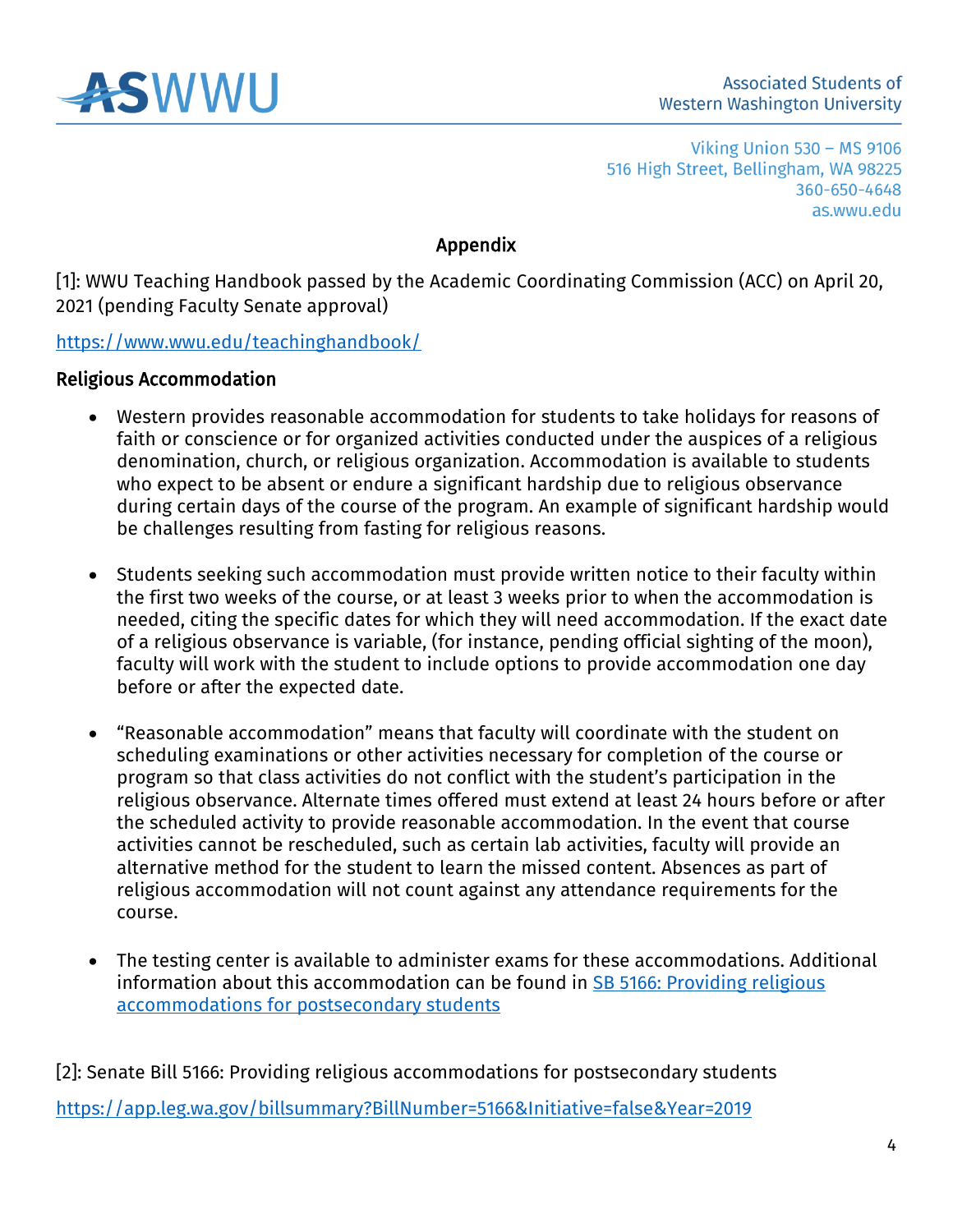## Appendix

[1]: WWU Teaching Handbook passed by the Academic Coordinating Commission (ACC) on April 20, 2021 (pending Faculty Senate approval)

https://www.wwu.edu/teachinghandbook/

### Religious Accommodation

- Western provides reasonable accommodation for students to take holidays for reasons of faith or conscience or for organized activities conducted under the auspices of a religious denomination, church, or religious organization. Accommodation is available to students who expect to be absent or endure a significant hardship due to religious observance during certain days of the course of the program. An example of significant hardship would be challenges resulting from fasting for religious reasons.

- Students seeking such accommodation must provide written notice to their faculty within the first two weeks of the course, or at least 3 weeks prior to when the accommodation is needed, citing the specific dates for which they will need accommodation. If the exact date of a religious observance is variable, (for instance, pending official sighting of the moon), faculty will work with the student to include options to provide accommodation one day before or after the expected date.

- "Reasonable accommodation" means that faculty will coordinate with the student on scheduling examinations or other activities necessary for completion of the course or program so that class activities do not conflict with the student's participation in the religious observance. Alternate times offered must extend at least 24 hours before or after the scheduled activity to provide reasonable accommodation. In the event that course activities cannot be rescheduled, such as certain lab activities, faculty will provide an alternative method for the student to learn the missed content. Absences as part of religious accommodation will not count against any attendance requirements for the course.

- The testing center is available to administer exams for these accommodations. Additional information about this accommodation can be found in SB 5166: Providing religious accommodations for postsecondary students

[2]: Senate Bill 5166: Providing religious accommodations for postsecondary students

https://app.leg.wa.gov/billsummary?BillNumber=5166&Initiative=false&Year=2019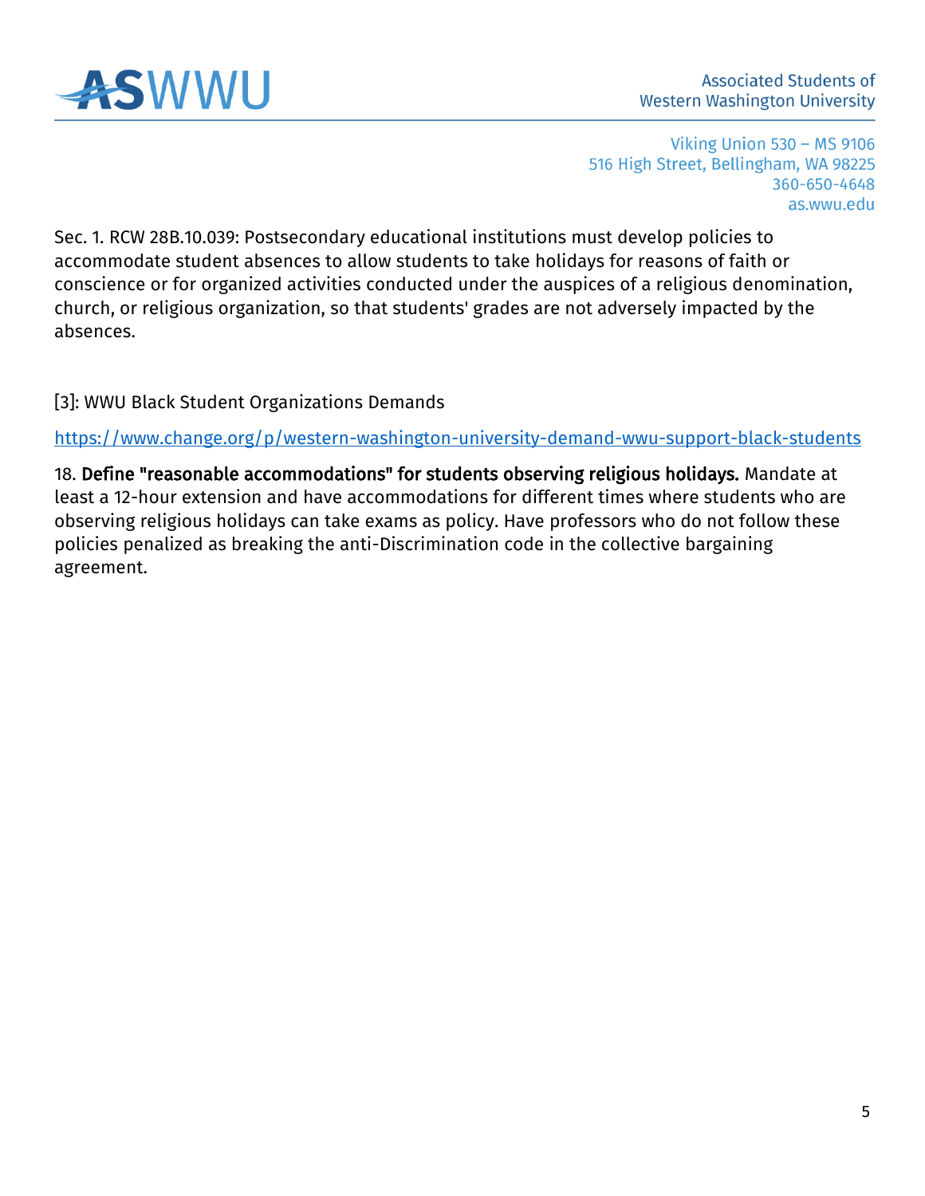Sec. 1. RCW 28B.10.039: Postsecondary educational institutions must develop policies to accommodate student absences to allow students to take holidays for reasons of faith or conscience or for organized activities conducted under the auspices of a religious denomination, church, or religious organization, so that students' grades are not adversely impacted by the absences.

[3]: WWU Black Student Organizations Demands

https://www.change.org/p/western-washington-university-demand-wwu-support-black-students

18. **Define "reasonable accommodations" for students observing religious holidays.** Mandate at least a 12-hour extension and have accommodations for different times where students who are observing religious holidays can take exams as policy. Have professors who do not follow these policies penalized as breaking the anti-Discrimination code in the collective bargaining agreement.